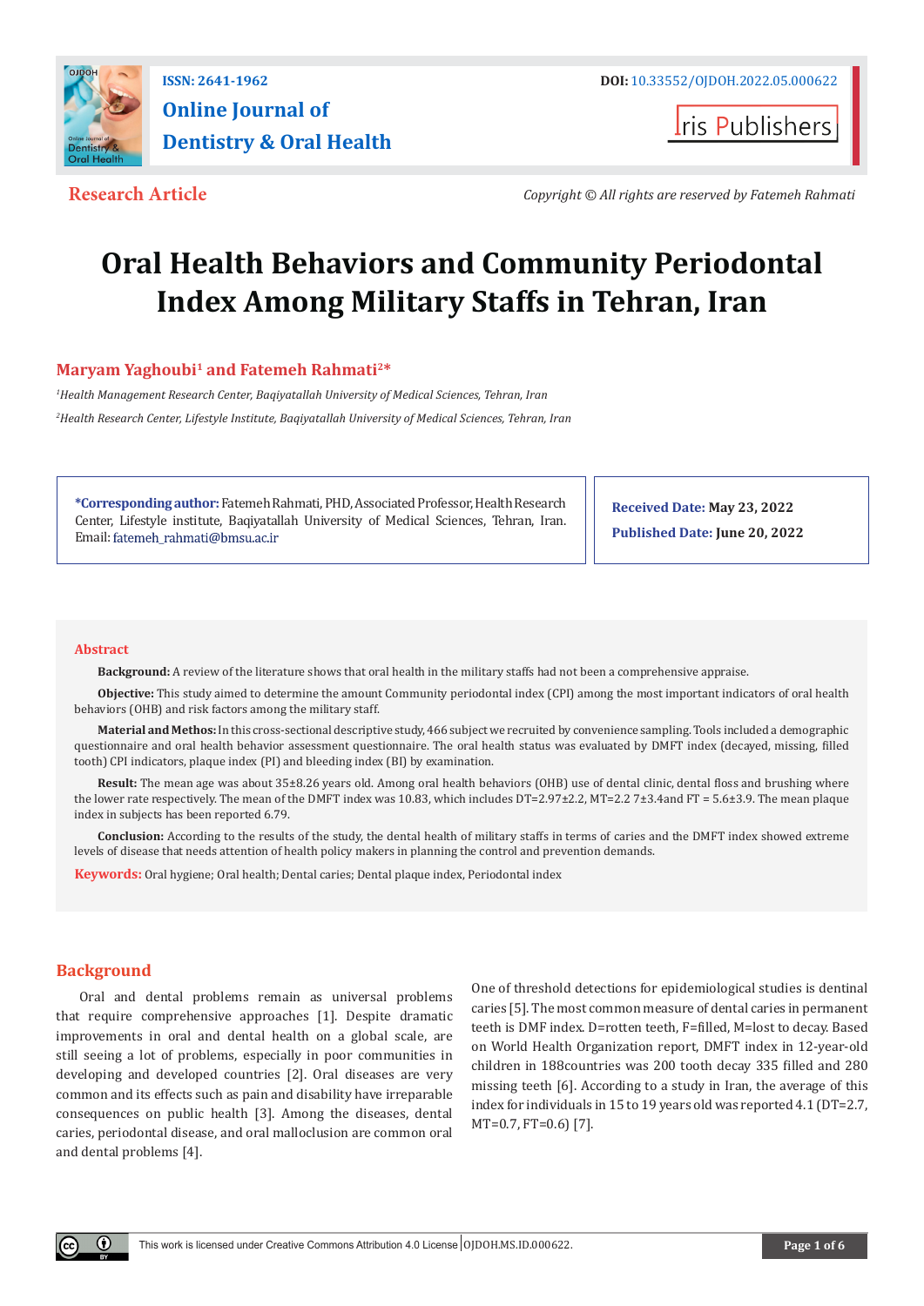ISSN: 2641-1962

DOI: 10.33552/OJDOH.2022.05.000622

# Online Journal of Dentistry & Oral Health

Iris Publishers

**Research Article**

*Copyright © All rights are reserved by Fatemeh Rahmati*

# Oral Health Behaviors and Community Periodontal Index Among Military Staffs in Tehran, Iran

**Maryam Yaghoubi[1] and Fatemeh Rahmati[2]***

*[1]Health Management Research Center, Baqiyatallah University of Medical Sciences, Tehran, Iran*

*[2]Health Research Center, Lifestyle Institute, Baqiyatallah University of Medical Sciences, Tehran, Iran*

**\*Corresponding author:** Fatemeh Rahmati, PHD, Associated Professor, Health Research Center, Lifestyle institute, Baqiyatallah University of Medical Sciences, Tehran, Iran. Email: fatemeh_rahmati@bmsu.ac.ir

**Received Date: May 23, 2022**

**Published Date: June 20, 2022**

## Abstract

**Background:** A review of the literature shows that oral health in the military staffs had not been a comprehensive appraise.

**Objective:** This study aimed to determine the amount Community periodontal index (CPI) among the most important indicators of oral health behaviors (OHB) and risk factors among the military staff.

**Material and Methos:** In this cross-sectional descriptive study, 466 subject we recruited by convenience sampling. Tools included a demographic questionnaire and oral health behavior assessment questionnaire. The oral health status was evaluated by DMFT index (decayed, missing, filled tooth) CPI indicators, plaque index (PI) and bleeding index (BI) by examination.

**Result:** The mean age was about 35±8.26 years old. Among oral health behaviors (OHB) use of dental clinic, dental floss and brushing where the lower rate respectively. The mean of the DMFT index was 10.83, which includes DT=2.97±2.2, MT=2.2 7±3.4and FT = 5.6±3.9. The mean plaque index in subjects has been reported 6.79.

**Conclusion:** According to the results of the study, the dental health of military staffs in terms of caries and the DMFT index showed extreme levels of disease that needs attention of health policy makers in planning the control and prevention demands.

**Keywords:** Oral hygiene; Oral health; Dental caries; Dental plaque index, Periodontal index

## Background

Oral and dental problems remain as universal problems that require comprehensive approaches [1]. Despite dramatic improvements in oral and dental health on a global scale, are still seeing a lot of problems, especially in poor communities in developing and developed countries [2]. Oral diseases are very common and its effects such as pain and disability have irreparable consequences on public health [3]. Among the diseases, dental caries, periodontal disease, and oral malloclusion are common oral and dental problems [4].

One of threshold detections for epidemiological studies is dentinal caries [5]. The most common measure of dental caries in permanent teeth is DMF index. D=rotten teeth, F=filled, M=lost to decay. Based on World Health Organization report, DMFT index in 12-year-old children in 188countries was 200 tooth decay 335 filled and 280 missing teeth [6]. According to a study in Iran, the average of this index for individuals in 15 to 19 years old was reported 4.1 (DT=2.7, MT=0.7, FT=0.6) [7].

This work is licensed under Creative Commons Attribution 4.0 License | OJDOH.MS.ID.000622.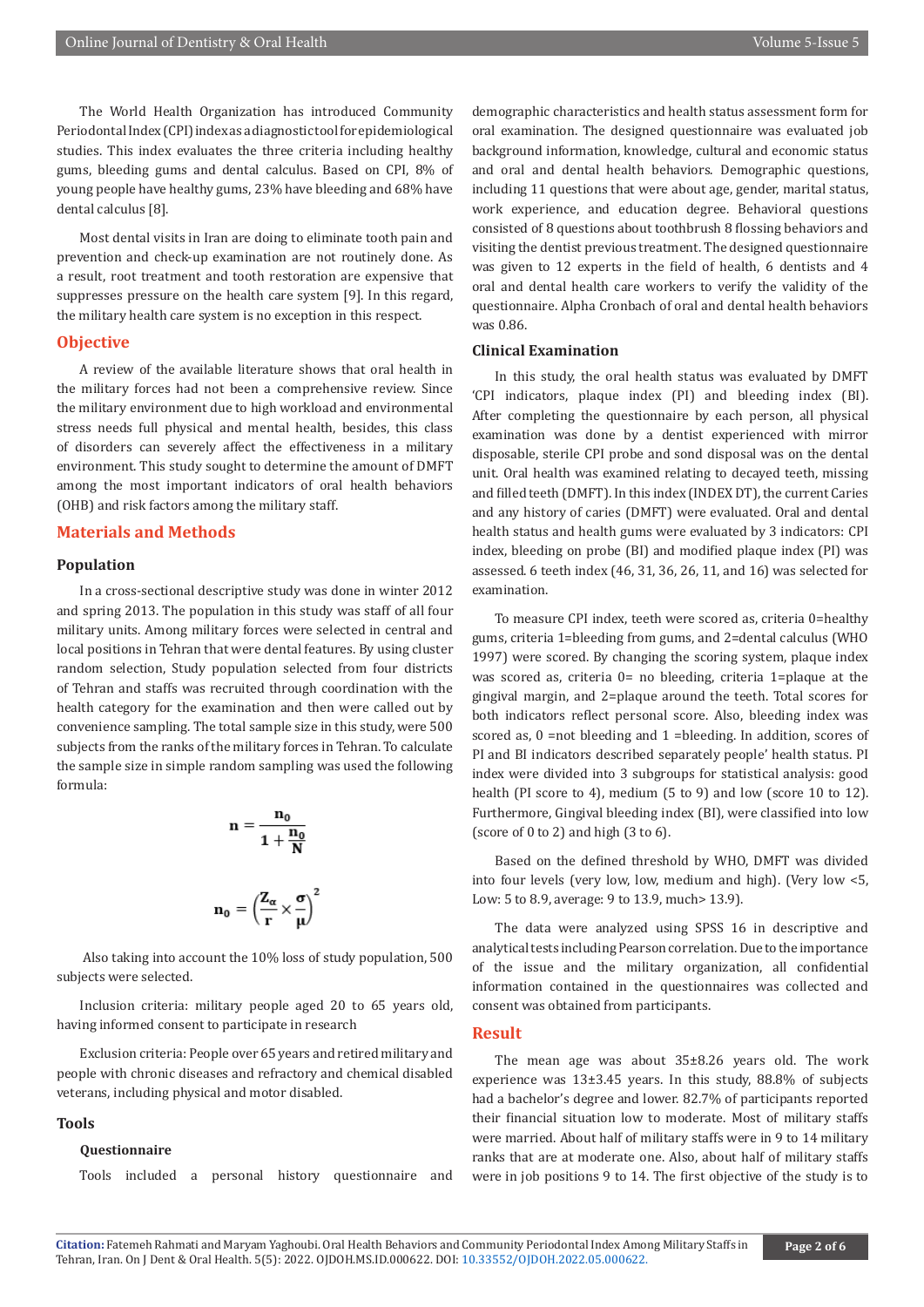The World Health Organization has introduced Community Periodontal Index (CPI) index as a diagnostic tool for epidemiological studies. This index evaluates the three criteria including healthy gums, bleeding gums and dental calculus. Based on CPI, 8% of young people have healthy gums, 23% have bleeding and 68% have dental calculus [8].

Most dental visits in Iran are doing to eliminate tooth pain and prevention and check-up examination are not routinely done. As a result, root treatment and tooth restoration are expensive that suppresses pressure on the health care system [9]. In this regard, the military health care system is no exception in this respect.

## Objective

A review of the available literature shows that oral health in the military forces had not been a comprehensive review. Since the military environment due to high workload and environmental stress needs full physical and mental health, besides, this class of disorders can severely affect the effectiveness in a military environment. This study sought to determine the amount of DMFT among the most important indicators of oral health behaviors (OHB) and risk factors among the military staff.

## Materials and Methods

### Population

In a cross-sectional descriptive study was done in winter 2012 and spring 2013. The population in this study was staff of all four military units. Among military forces were selected in central and local positions in Tehran that were dental features. By using cluster random selection, Study population selected from four districts of Tehran and staffs was recruited through coordination with the health category for the examination and then were called out by convenience sampling. The total sample size in this study, were 500 subjects from the ranks of the military forces in Tehran. To calculate the sample size in simple random sampling was used the following formula:

$$\mathbf{n} = \frac{\mathbf{n_0}}{1 + \frac{\mathbf{n_0}}{\mathbf{N}}}$$

$$\mathbf{n_0} = \left(\frac{\mathbf{Z_\alpha}}{\mathbf{r}} \times \frac{\boldsymbol{\sigma}}{\boldsymbol{\mu}}\right)^2$$

Also taking into account the 10% loss of study population, 500 subjects were selected.

Inclusion criteria: military people aged 20 to 65 years old, having informed consent to participate in research

Exclusion criteria: People over 65 years and retired military and people with chronic diseases and refractory and chemical disabled veterans, including physical and motor disabled.

### Tools

#### Questionnaire

Tools included a personal history questionnaire and demographic characteristics and health status assessment form for oral examination. The designed questionnaire was evaluated job background information, knowledge, cultural and economic status and oral and dental health behaviors. Demographic questions, including 11 questions that were about age, gender, marital status, work experience, and education degree. Behavioral questions consisted of 8 questions about toothbrush 8 flossing behaviors and visiting the dentist previous treatment. The designed questionnaire was given to 12 experts in the field of health, 6 dentists and 4 oral and dental health care workers to verify the validity of the questionnaire. Alpha Cronbach of oral and dental health behaviors was 0.86.

### Clinical Examination

In this study, the oral health status was evaluated by DMFT 'CPI indicators, plaque index (PI) and bleeding index (BI). After completing the questionnaire by each person, all physical examination was done by a dentist experienced with mirror disposable, sterile CPI probe and sond disposal was on the dental unit. Oral health was examined relating to decayed teeth, missing and filled teeth (DMFT). In this index (INDEX DT), the current Caries and any history of caries (DMFT) were evaluated. Oral and dental health status and health gums were evaluated by 3 indicators: CPI index, bleeding on probe (BI) and modified plaque index (PI) was assessed. 6 teeth index (46, 31, 36, 26, 11, and 16) was selected for examination.

To measure CPI index, teeth were scored as, criteria 0=healthy gums, criteria 1=bleeding from gums, and 2=dental calculus (WHO 1997) were scored. By changing the scoring system, plaque index was scored as, criteria 0= no bleeding, criteria 1=plaque at the gingival margin, and 2=plaque around the teeth. Total scores for both indicators reflect personal score. Also, bleeding index was scored as, 0 =not bleeding and 1 =bleeding. In addition, scores of PI and BI indicators described separately people' health status. PI index were divided into 3 subgroups for statistical analysis: good health (PI score to 4), medium (5 to 9) and low (score 10 to 12). Furthermore, Gingival bleeding index (BI), were classified into low (score of 0 to 2) and high (3 to 6).

Based on the defined threshold by WHO, DMFT was divided into four levels (very low, low, medium and high). (Very low <5, Low: 5 to 8.9, average: 9 to 13.9, much> 13.9).

The data were analyzed using SPSS 16 in descriptive and analytical tests including Pearson correlation. Due to the importance of the issue and the military organization, all confidential information contained in the questionnaires was collected and consent was obtained from participants.

## Result

The mean age was about 35±8.26 years old. The work experience was 13±3.45 years. In this study, 88.8% of subjects had a bachelor's degree and lower. 82.7% of participants reported their financial situation low to moderate. Most of military staffs were married. About half of military staffs were in 9 to 14 military ranks that are at moderate one. Also, about half of military staffs were in job positions 9 to 14. The first objective of the study is to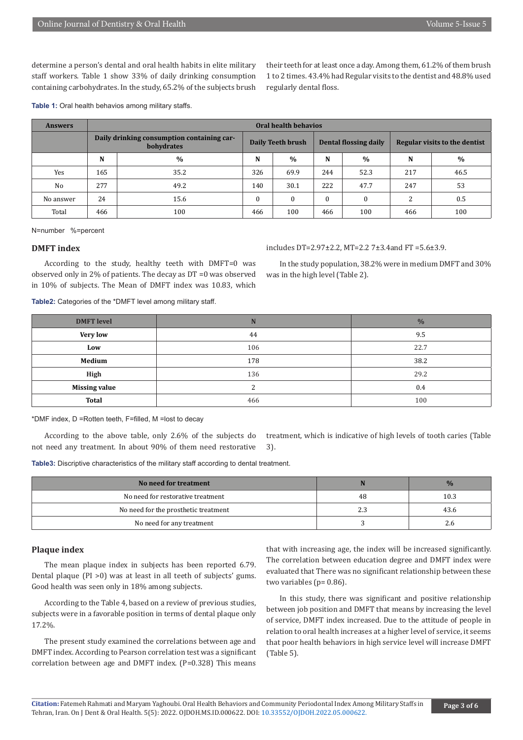determine a person's dental and oral health habits in elite military staff workers. Table 1 show 33% of daily drinking consumption containing carbohydrates. In the study, 65.2% of the subjects brush their teeth for at least once a day. Among them, 61.2% of them brush 1 to 2 times. 43.4% had Regular visits to the dentist and 48.8% used regularly dental floss.

**Table 1:** Oral health behavios among military staffs.

| Answers | Oral health behavios | | | | | | | |
|---|---|---|---|---|---|---|---|---|
| | Daily drinking consumption containing carbohydrates | | Daily Teeth brush | | Dental flossing daily | | Regular visits to the dentist | |
| | N | % | N | % | N | % | N | % |
| Yes | 165 | 35.2 | 326 | 69.9 | 244 | 52.3 | 217 | 46.5 |
| No | 277 | 49.2 | 140 | 30.1 | 222 | 47.7 | 247 | 53 |
| No answer | 24 | 15.6 | 0 | 0 | 0 | 0 | 2 | 0.5 |
| Total | 466 | 100 | 466 | 100 | 466 | 100 | 466 | 100 |

N=number %=percent

## DMFT index

According to the study, healthy teeth with DMFT=0 was observed only in 2% of patients. The decay as DT =0 was observed in 10% of subjects. The Mean of DMFT index was 10.83, which includes DT=2.97±2.2, MT=2.2 7±3.4and FT =5.6±3.9.

In the study population, 38.2% were in medium DMFT and 30% was in the high level (Table 2).

**Table2:** Categories of the *DMFT level among military staff.

| DMFT level | N | % |
|---|---|---|
| **Very low** | 44 | 9.5 |
| **Low** | 106 | 22.7 |
| **Medium** | 178 | 38.2 |
| **High** | 136 | 29.2 |
| **Missing value** | 2 | 0.4 |
| **Total** | 466 | 100 |

*DMF index, D =Rotten teeth, F=filled, M =lost to decay

According to the above table, only 2.6% of the subjects do not need any treatment. In about 90% of them need restorative treatment, which is indicative of high levels of tooth caries (Table 3).

**Table3:** Discriptive characteristics of the military staff according to dental treatment.

| No need for treatment | N | % |
|---|---|---|
| No need for restorative treatment | 48 | 10.3 |
| No need for the prosthetic treatment | 2.3 | 43.6 |
| No need for any treatment | 3 | 2.6 |

## Plaque index

The mean plaque index in subjects has been reported 6.79. Dental plaque (PI >0) was at least in all teeth of subjects' gums. Good health was seen only in 18% among subjects.

According to the Table 4, based on a review of previous studies, subjects were in a favorable position in terms of dental plaque only 17.2%.

The present study examined the correlations between age and DMFT index. According to Pearson correlation test was a significant correlation between age and DMFT index. (P=0.328) This means that with increasing age, the index will be increased significantly. The correlation between education degree and DMFT index were evaluated that There was no significant relationship between these two variables (p= 0.86).

In this study, there was significant and positive relationship between job position and DMFT that means by increasing the level of service, DMFT index increased. Due to the attitude of people in relation to oral health increases at a higher level of service, it seems that poor health behaviors in high service level will increase DMFT (Table 5).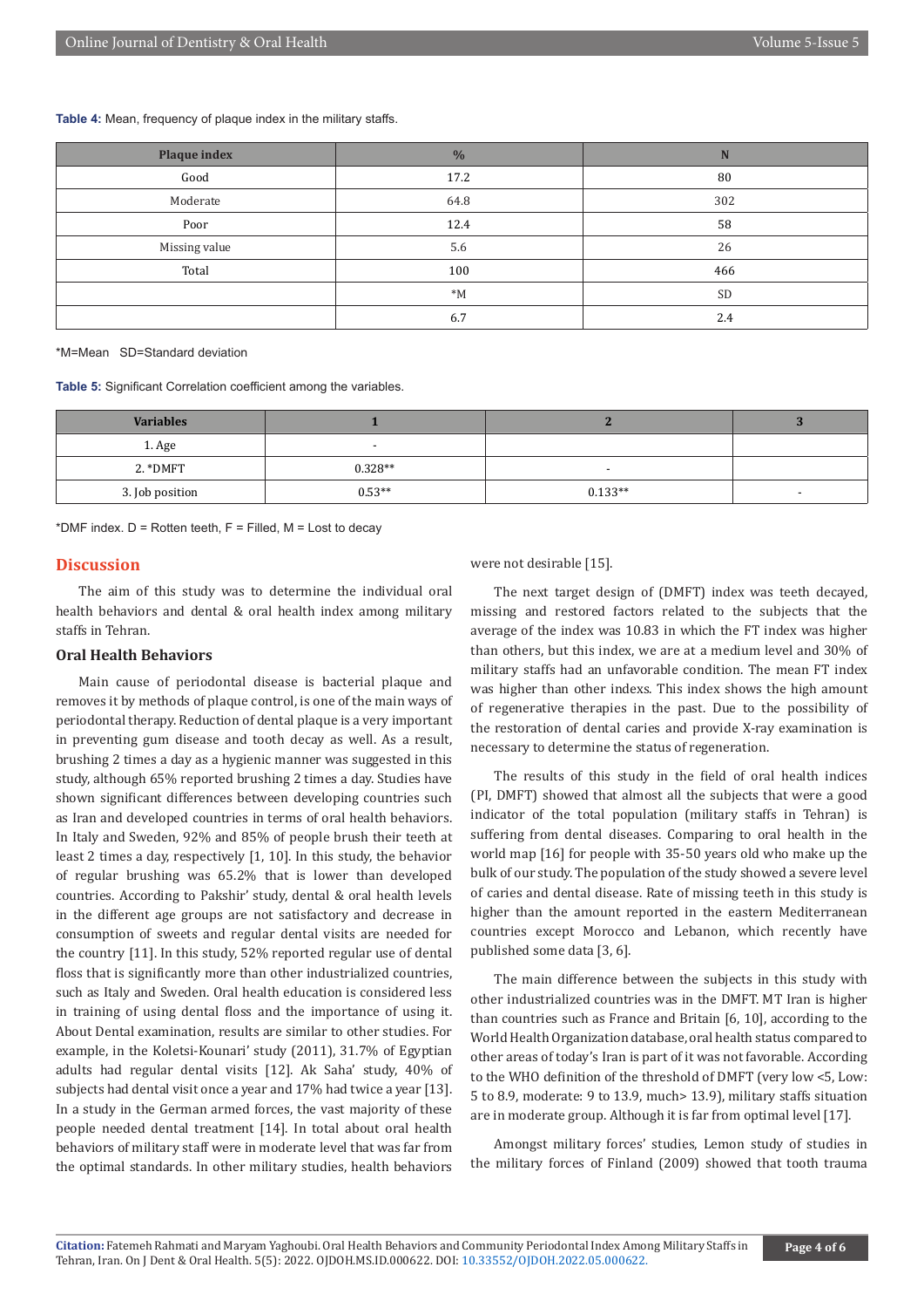**Table 4:** Mean, frequency of plaque index in the military staffs.

| Plaque index | % | N |
|---|---|---|
| Good | 17.2 | 80 |
| Moderate | 64.8 | 302 |
| Poor | 12.4 | 58 |
| Missing value | 5.6 | 26 |
| Total | 100 | 466 |
| | *M | SD |
| | 6.7 | 2.4 |

*M=Mean SD=Standard deviation

**Table 5:** Significant Correlation coefficient among the variables.

| Variables | 1 | 2 | 3 |
|---|---|---|---|
| 1. Age | - | | |
| 2. *DMFT | 0.328** | - | |
| 3. Job position | 0.53** | 0.133** | - |

*DMF index. D = Rotten teeth, F = Filled, M = Lost to decay

## Discussion

The aim of this study was to determine the individual oral health behaviors and dental & oral health index among military staffs in Tehran.

### Oral Health Behaviors

Main cause of periodontal disease is bacterial plaque and removes it by methods of plaque control, is one of the main ways of periodontal therapy. Reduction of dental plaque is a very important in preventing gum disease and tooth decay as well. As a result, brushing 2 times a day as a hygienic manner was suggested in this study, although 65% reported brushing 2 times a day. Studies have shown significant differences between developing countries such as Iran and developed countries in terms of oral health behaviors. In Italy and Sweden, 92% and 85% of people brush their teeth at least 2 times a day, respectively [1, 10]. In this study, the behavior of regular brushing was 65.2% that is lower than developed countries. According to Pakshir' study, dental & oral health levels in the different age groups are not satisfactory and decrease in consumption of sweets and regular dental visits are needed for the country [11]. In this study, 52% reported regular use of dental floss that is significantly more than other industrialized countries, such as Italy and Sweden. Oral health education is considered less in training of using dental floss and the importance of using it. About Dental examination, results are similar to other studies. For example, in the Koletsi-Kounari' study (2011), 31.7% of Egyptian adults had regular dental visits [12]. Ak Saha' study, 40% of subjects had dental visit once a year and 17% had twice a year [13]. In a study in the German armed forces, the vast majority of these people needed dental treatment [14]. In total about oral health behaviors of military staff were in moderate level that was far from the optimal standards. In other military studies, health behaviors were not desirable [15].

The next target design of (DMFT) index was teeth decayed, missing and restored factors related to the subjects that the average of the index was 10.83 in which the FT index was higher than others, but this index, we are at a medium level and 30% of military staffs had an unfavorable condition. The mean FT index was higher than other indexs. This index shows the high amount of regenerative therapies in the past. Due to the possibility of the restoration of dental caries and provide X-ray examination is necessary to determine the status of regeneration.

The results of this study in the field of oral health indices (PI, DMFT) showed that almost all the subjects that were a good indicator of the total population (military staffs in Tehran) is suffering from dental diseases. Comparing to oral health in the world map [16] for people with 35-50 years old who make up the bulk of our study. The population of the study showed a severe level of caries and dental disease. Rate of missing teeth in this study is higher than the amount reported in the eastern Mediterranean countries except Morocco and Lebanon, which recently have published some data [3, 6].

The main difference between the subjects in this study with other industrialized countries was in the DMFT. MT Iran is higher than countries such as France and Britain [6, 10], according to the World Health Organization database, oral health status compared to other areas of today's Iran is part of it was not favorable. According to the WHO definition of the threshold of DMFT (very low <5, Low: 5 to 8.9, moderate: 9 to 13.9, much> 13.9), military staffs situation are in moderate group. Although it is far from optimal level [17].

Amongst military forces' studies, Lemon study of studies in the military forces of Finland (2009) showed that tooth trauma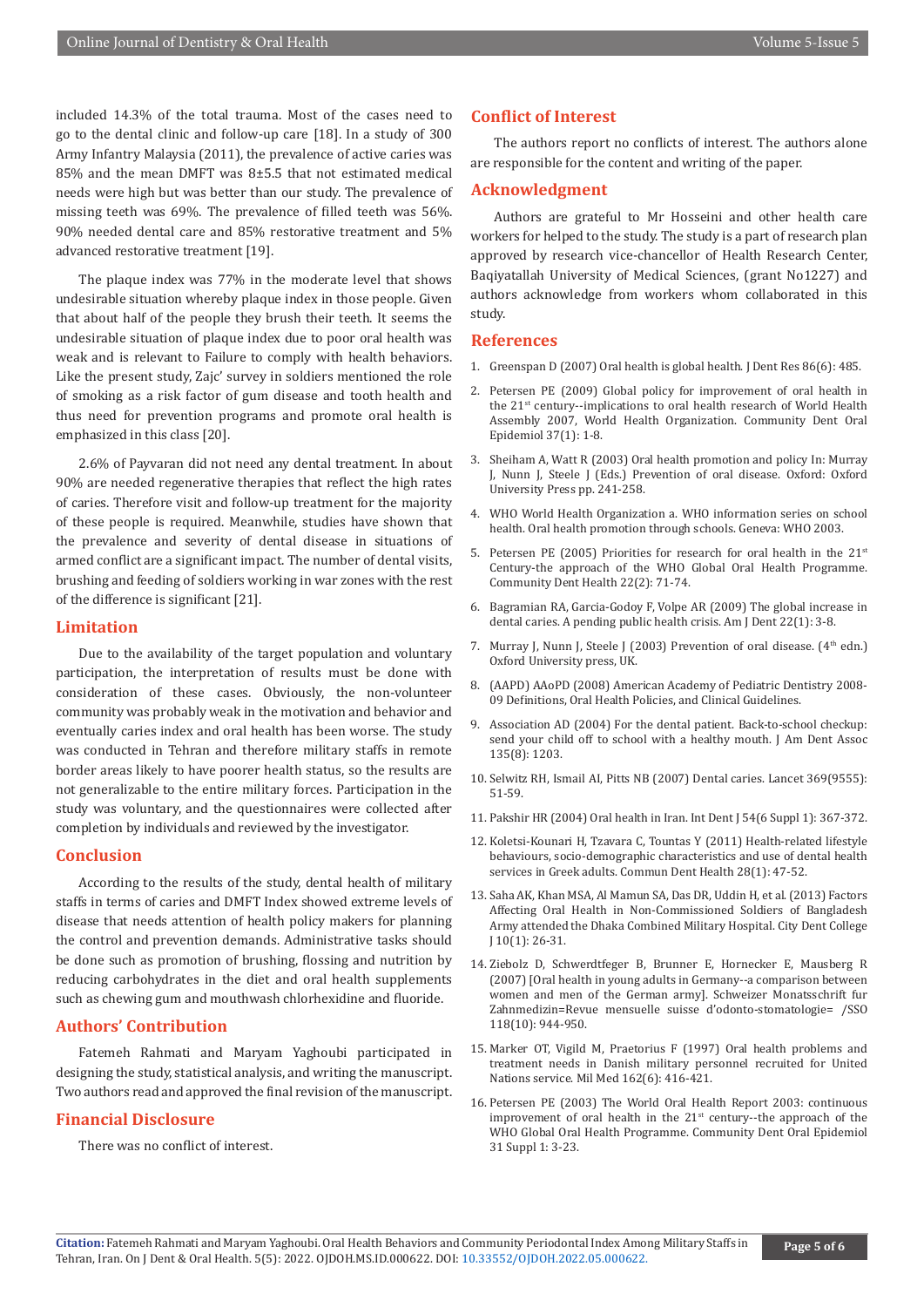included 14.3% of the total trauma. Most of the cases need to go to the dental clinic and follow-up care [18]. In a study of 300 Army Infantry Malaysia (2011), the prevalence of active caries was 85% and the mean DMFT was 8±5.5 that not estimated medical needs were high but was better than our study. The prevalence of missing teeth was 69%. The prevalence of filled teeth was 56%. 90% needed dental care and 85% restorative treatment and 5% advanced restorative treatment [19].

The plaque index was 77% in the moderate level that shows undesirable situation whereby plaque index in those people. Given that about half of the people they brush their teeth. It seems the undesirable situation of plaque index due to poor oral health was weak and is relevant to Failure to comply with health behaviors. Like the present study, Zajc' survey in soldiers mentioned the role of smoking as a risk factor of gum disease and tooth health and thus need for prevention programs and promote oral health is emphasized in this class [20].

2.6% of Payvaran did not need any dental treatment. In about 90% are needed regenerative therapies that reflect the high rates of caries. Therefore visit and follow-up treatment for the majority of these people is required. Meanwhile, studies have shown that the prevalence and severity of dental disease in situations of armed conflict are a significant impact. The number of dental visits, brushing and feeding of soldiers working in war zones with the rest of the difference is significant [21].

## Limitation

Due to the availability of the target population and voluntary participation, the interpretation of results must be done with consideration of these cases. Obviously, the non-volunteer community was probably weak in the motivation and behavior and eventually caries index and oral health has been worse. The study was conducted in Tehran and therefore military staffs in remote border areas likely to have poorer health status, so the results are not generalizable to the entire military forces. Participation in the study was voluntary, and the questionnaires were collected after completion by individuals and reviewed by the investigator.

## Conclusion

According to the results of the study, dental health of military staffs in terms of caries and DMFT Index showed extreme levels of disease that needs attention of health policy makers for planning the control and prevention demands. Administrative tasks should be done such as promotion of brushing, flossing and nutrition by reducing carbohydrates in the diet and oral health supplements such as chewing gum and mouthwash chlorhexidine and fluoride.

## Authors' Contribution

Fatemeh Rahmati and Maryam Yaghoubi participated in designing the study, statistical analysis, and writing the manuscript. Two authors read and approved the final revision of the manuscript.

## Financial Disclosure

There was no conflict of interest.

## Conflict of Interest

The authors report no conflicts of interest. The authors alone are responsible for the content and writing of the paper.

## Acknowledgment

Authors are grateful to Mr Hosseini and other health care workers for helped to the study. The study is a part of research plan approved by research vice-chancellor of Health Research Center, Baqiyatallah University of Medical Sciences, (grant No1227) and authors acknowledge from workers whom collaborated in this study.

## References

1. Greenspan D (2007) Oral health is global health. J Dent Res 86(6): 485.
2. Petersen PE (2009) Global policy for improvement of oral health in the 21st century--implications to oral health research of World Health Assembly 2007, World Health Organization. Community Dent Oral Epidemiol 37(1): 1-8.
3. Sheiham A, Watt R (2003) Oral health promotion and policy In: Murray J, Nunn J, Steele J (Eds.) Prevention of oral disease. Oxford: Oxford University Press pp. 241-258.
4. WHO World Health Organization a. WHO information series on school health. Oral health promotion through schools. Geneva: WHO 2003.
5. Petersen PE (2005) Priorities for research for oral health in the 21st Century-the approach of the WHO Global Oral Health Programme. Community Dent Health 22(2): 71-74.
6. Bagramian RA, Garcia-Godoy F, Volpe AR (2009) The global increase in dental caries. A pending public health crisis. Am J Dent 22(1): 3-8.
7. Murray J, Nunn J, Steele J (2003) Prevention of oral disease. (4th edn.) Oxford University press, UK.
8. (AAPD) AAoPD (2008) American Academy of Pediatric Dentistry 2008-09 Definitions, Oral Health Policies, and Clinical Guidelines.
9. Association AD (2004) For the dental patient. Back-to-school checkup: send your child off to school with a healthy mouth. J Am Dent Assoc 135(8): 1203.
10. Selwitz RH, Ismail AI, Pitts NB (2007) Dental caries. Lancet 369(9555): 51-59.
11. Pakshir HR (2004) Oral health in Iran. Int Dent J 54(6 Suppl 1): 367-372.
12. Koletsi-Kounari H, Tzavara C, Tountas Y (2011) Health-related lifestyle behaviours, socio-demographic characteristics and use of dental health services in Greek adults. Commun Dent Health 28(1): 47-52.
13. Saha AK, Khan MSA, Al Mamun SA, Das DR, Uddin H, et al. (2013) Factors Affecting Oral Health in Non-Commissioned Soldiers of Bangladesh Army attended the Dhaka Combined Military Hospital. City Dent College J 10(1): 26-31.
14. Ziebolz D, Schwerdtfeger B, Brunner E, Hornecker E, Mausberg R (2007) [Oral health in young adults in Germany--a comparison between women and men of the German army]. Schweizer Monatsschrift fur Zahnmedizin=Revue mensuelle suisse d'odonto-stomatologie= /SSO 118(10): 944-950.
15. Marker OT, Vigild M, Praetorius F (1997) Oral health problems and treatment needs in Danish military personnel recruited for United Nations service. Mil Med 162(6): 416-421.
16. Petersen PE (2003) The World Oral Health Report 2003: continuous improvement of oral health in the 21st century--the approach of the WHO Global Oral Health Programme. Community Dent Oral Epidemiol 31 Suppl 1: 3-23.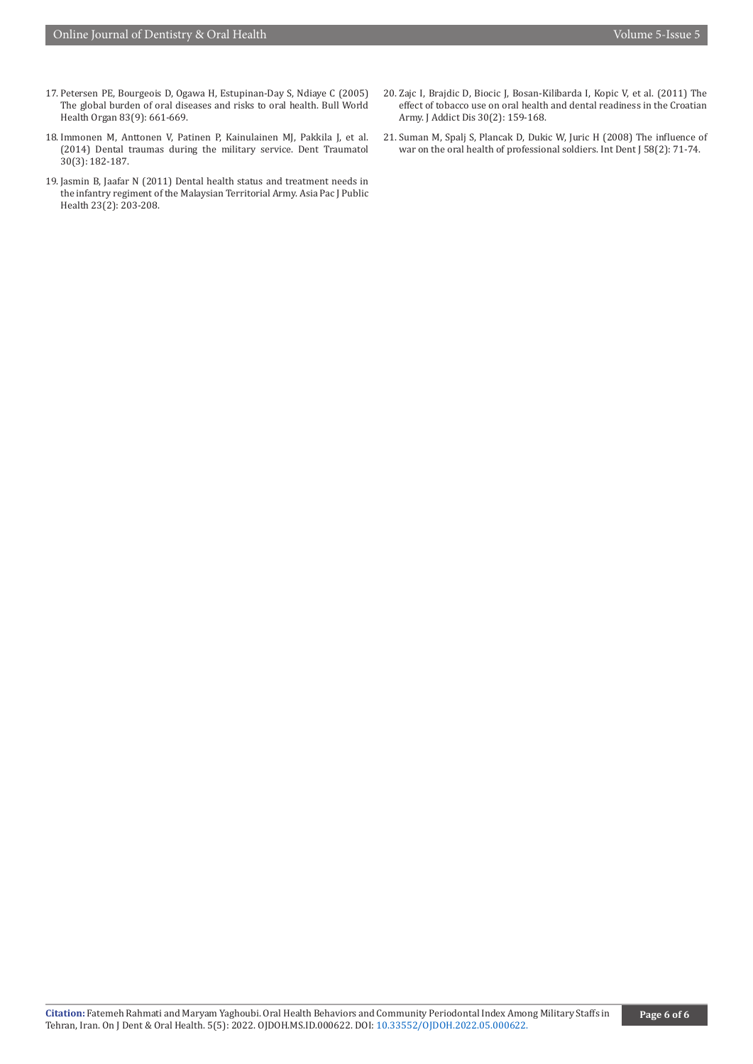17. Petersen PE, Bourgeois D, Ogawa H, Estupinan-Day S, Ndiaye C (2005) The global burden of oral diseases and risks to oral health. Bull World Health Organ 83(9): 661-669.
18. Immonen M, Anttonen V, Patinen P, Kainulainen MJ, Pakkila J, et al. (2014) Dental traumas during the military service. Dent Traumatol 30(3): 182-187.
19. Jasmin B, Jaafar N (2011) Dental health status and treatment needs in the infantry regiment of the Malaysian Territorial Army. Asia Pac J Public Health 23(2): 203-208.
20. Zajc I, Brajdic D, Biocic J, Bosan-Kilibarda I, Kopic V, et al. (2011) The effect of tobacco use on oral health and dental readiness in the Croatian Army. J Addict Dis 30(2): 159-168.
21. Suman M, Spalj S, Plancak D, Dukic W, Juric H (2008) The influence of war on the oral health of professional soldiers. Int Dent J 58(2): 71-74.

**Citation:** Fatemeh Rahmati and Maryam Yaghoubi. Oral Health Behaviors and Community Periodontal Index Among Military Staffs in Tehran, Iran. On J Dent & Oral Health. 5(5): 2022. OJDOH.MS.ID.000622. DOI: 10.33552/OJDOH.2022.05.000622.